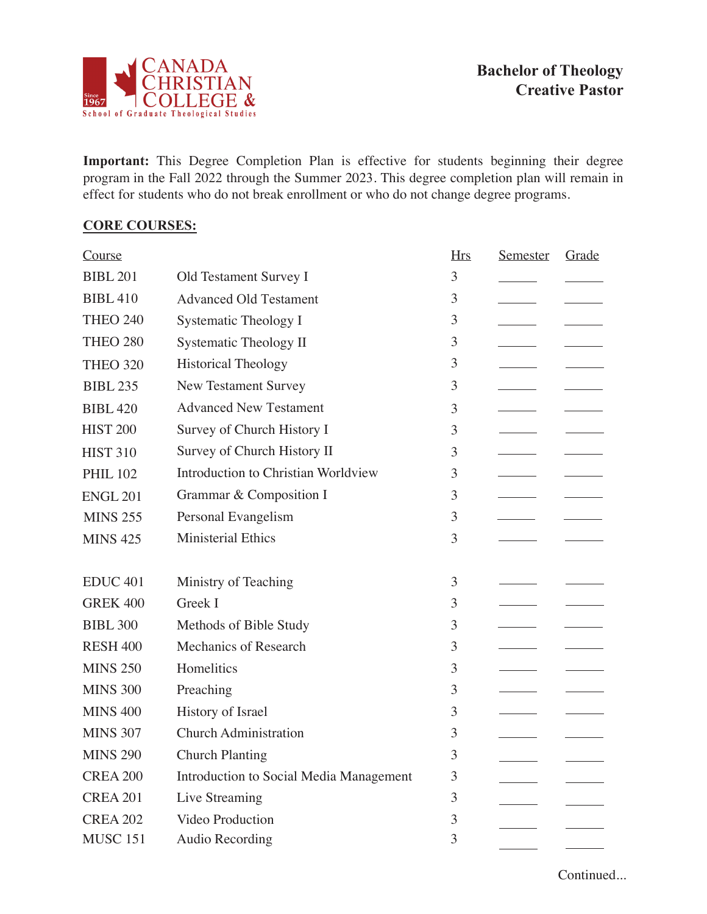**CANADA CHRISTIAN COLLEGE &**
**School of Graduate Theological Studies**
Since 1967

# Bachelor of Theology
## Creative Pastor

**Important:** This Degree Completion Plan is effective for students beginning their degree program in the Fall 2022 through the Summer 2023. This degree completion plan will remain in effect for students who do not break enrollment or who do not change degree programs.

**CORE COURSES:**

| Course | | Hrs | Semester | Grade |
|---|---|---|---|---|
| BIBL 201 | Old Testament Survey I | 3 | | |
| BIBL 410 | Advanced Old Testament | 3 | | |
| THEO 240 | Systematic Theology I | 3 | | |
| THEO 280 | Systematic Theology II | 3 | | |
| THEO 320 | Historical Theology | 3 | | |
| BIBL 235 | New Testament Survey | 3 | | |
| BIBL 420 | Advanced New Testament | 3 | | |
| HIST 200 | Survey of Church History I | 3 | | |
| HIST 310 | Survey of Church History II | 3 | | |
| PHIL 102 | Introduction to Christian Worldview | 3 | | |
| ENGL 201 | Grammar & Composition I | 3 | | |
| MINS 255 | Personal Evangelism | 3 | | |
| MINS 425 | Ministerial Ethics | 3 | | |
| | | | | |
| EDUC 401 | Ministry of Teaching | 3 | | |
| GREK 400 | Greek I | 3 | | |
| BIBL 300 | Methods of Bible Study | 3 | | |
| RESH 400 | Mechanics of Research | 3 | | |
| MINS 250 | Homelitics | 3 | | |
| MINS 300 | Preaching | 3 | | |
| MINS 400 | History of Israel | 3 | | |
| MINS 307 | Church Administration | 3 | | |
| MINS 290 | Church Planting | 3 | | |
| CREA 200 | Introduction to Social Media Management | 3 | | |
| CREA 201 | Live Streaming | 3 | | |
| CREA 202 | Video Production | 3 | | |
| MUSC 151 | Audio Recording | 3 | | |

Continued...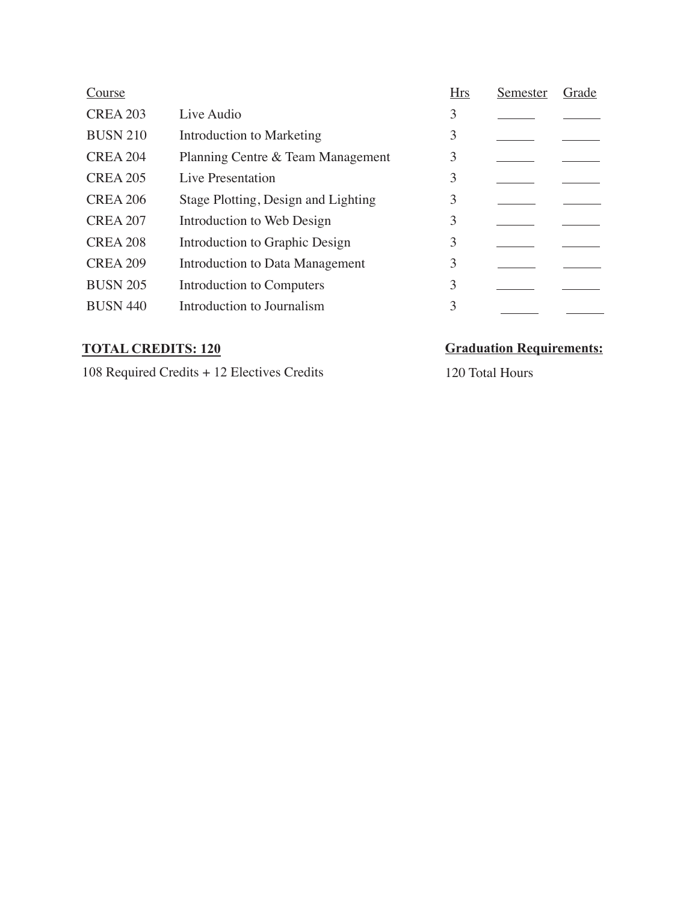| Course | | Hrs | Semester | Grade |
|---|---|---|---|---|
| CREA 203 | Live Audio | 3 | ______ | ______ |
| BUSN 210 | Introduction to Marketing | 3 | ______ | ______ |
| CREA 204 | Planning Centre & Team Management | 3 | ______ | ______ |
| CREA 205 | Live Presentation | 3 | ______ | ______ |
| CREA 206 | Stage Plotting, Design and Lighting | 3 | ______ | ______ |
| CREA 207 | Introduction to Web Design | 3 | ______ | ______ |
| CREA 208 | Introduction to Graphic Design | 3 | ______ | ______ |
| CREA 209 | Introduction to Data Management | 3 | ______ | ______ |
| BUSN 205 | Introduction to Computers | 3 | ______ | ______ |
| BUSN 440 | Introduction to Journalism | 3 | ______ | ______ |

**TOTAL CREDITS: 120**

108 Required Credits + 12 Electives Credits

**Graduation Requirements:**

120 Total Hours